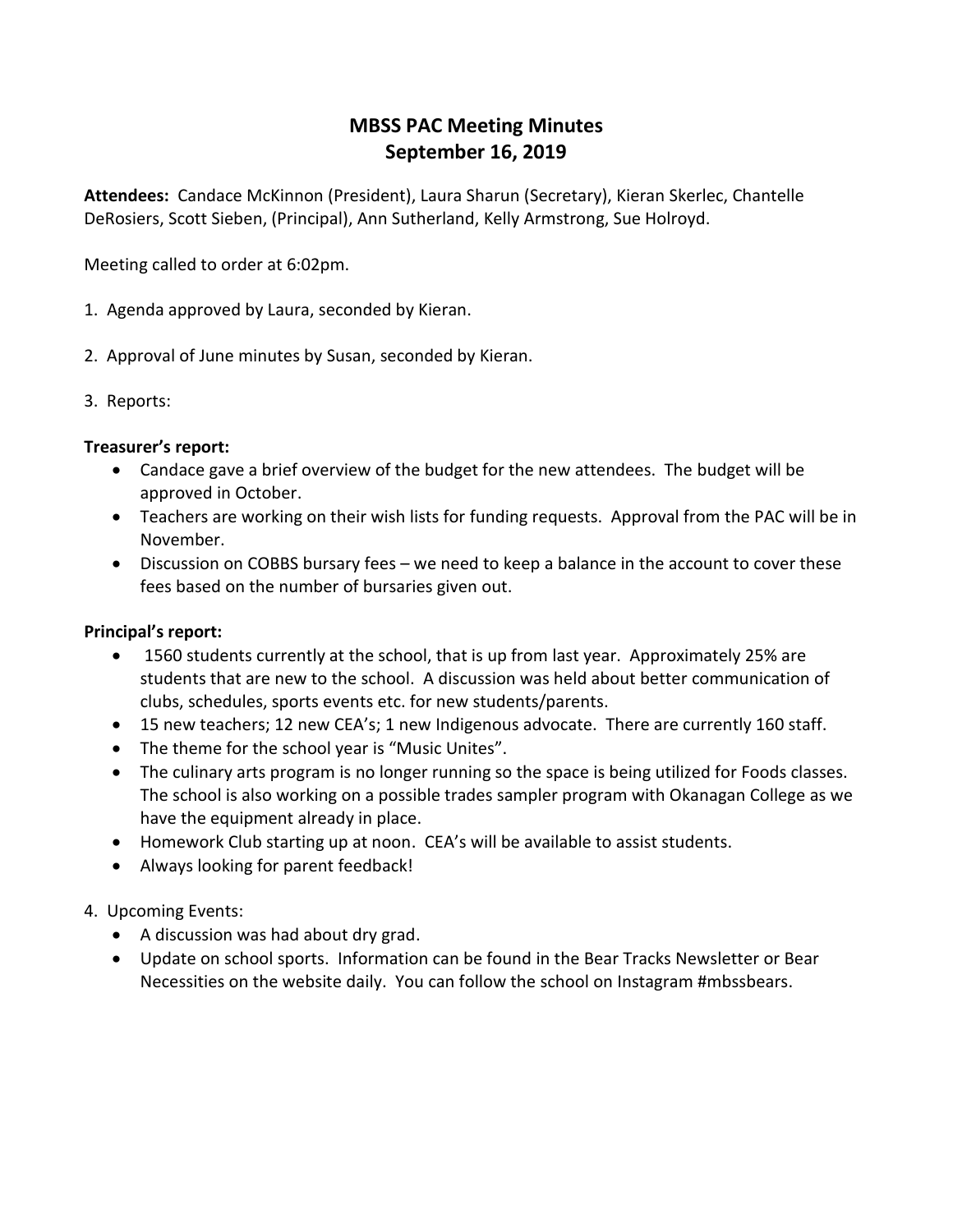# MBSS PAC Meeting Minutes
# September 16, 2019

**Attendees:** Candace McKinnon (President), Laura Sharun (Secretary), Kieran Skerlec, Chantelle DeRosiers, Scott Sieben, (Principal), Ann Sutherland, Kelly Armstrong, Sue Holroyd.

Meeting called to order at 6:02pm.

1. Agenda approved by Laura, seconded by Kieran.

2. Approval of June minutes by Susan, seconded by Kieran.

3. Reports:

**Treasurer's report:**

- Candace gave a brief overview of the budget for the new attendees. The budget will be approved in October.
- Teachers are working on their wish lists for funding requests. Approval from the PAC will be in November.
- Discussion on COBBS bursary fees – we need to keep a balance in the account to cover these fees based on the number of bursaries given out.

**Principal's report:**

- 1560 students currently at the school, that is up from last year. Approximately 25% are students that are new to the school. A discussion was held about better communication of clubs, schedules, sports events etc. for new students/parents.
- 15 new teachers; 12 new CEA's; 1 new Indigenous advocate. There are currently 160 staff.
- The theme for the school year is "Music Unites".
- The culinary arts program is no longer running so the space is being utilized for Foods classes. The school is also working on a possible trades sampler program with Okanagan College as we have the equipment already in place.
- Homework Club starting up at noon. CEA's will be available to assist students.
- Always looking for parent feedback!

4. Upcoming Events:

- A discussion was had about dry grad.
- Update on school sports. Information can be found in the Bear Tracks Newsletter or Bear Necessities on the website daily. You can follow the school on Instagram #mbssbears.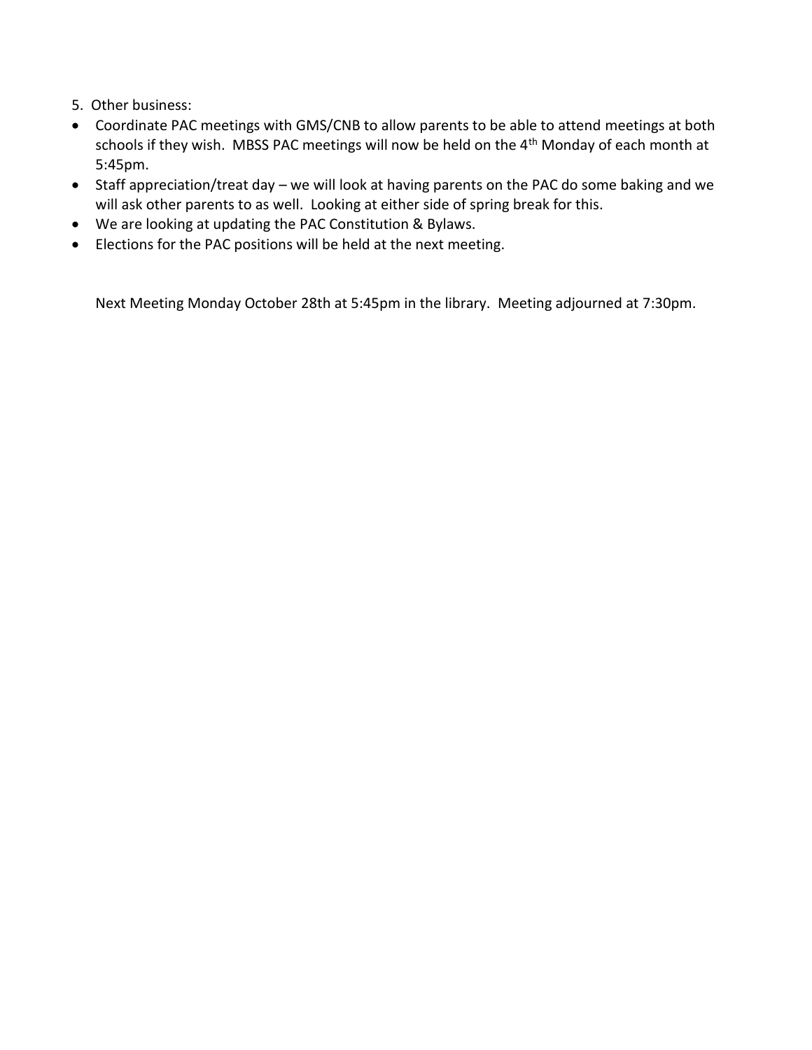5. Other business:

- Coordinate PAC meetings with GMS/CNB to allow parents to be able to attend meetings at both schools if they wish. MBSS PAC meetings will now be held on the 4th Monday of each month at 5:45pm.
- Staff appreciation/treat day – we will look at having parents on the PAC do some baking and we will ask other parents to as well. Looking at either side of spring break for this.
- We are looking at updating the PAC Constitution & Bylaws.
- Elections for the PAC positions will be held at the next meeting.

Next Meeting Monday October 28th at 5:45pm in the library. Meeting adjourned at 7:30pm.